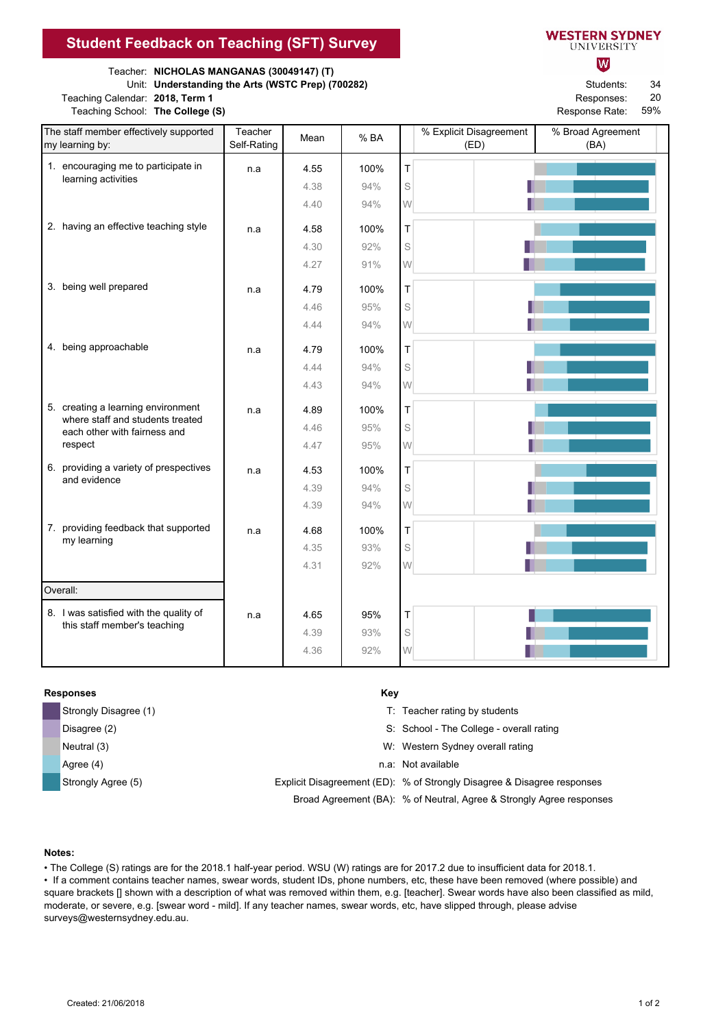# Student Feedback on Teaching (SFT) Survey

WESTERN SYDNEY UNIVERSITY

Teacher: **NICHOLAS MANGANAS (30049147) (T)**
Unit: **Understanding the Arts (WSTC Prep) (700282)**
Teaching Calendar: **2018, Term 1**
Teaching School: **The College (S)**

Students: 34
Responses: 20
Response Rate: 59%

| The staff member effectively supported my learning by: | Teacher Self-Rating | Mean | % BA | | % Explicit Disagreement (ED) | % Broad Agreement (BA) |
|---|---|---|---|---|---|---|
| 1. encouraging me to participate in learning activities | n.a | 4.55 | 100% | T | | |
| | | 4.38 | 94% | S | | |
| | | 4.40 | 94% | W | | |
| 2. having an effective teaching style | n.a | 4.58 | 100% | T | | |
| | | 4.30 | 92% | S | | |
| | | 4.27 | 91% | W | | |
| 3. being well prepared | n.a | 4.79 | 100% | T | | |
| | | 4.46 | 95% | S | | |
| | | 4.44 | 94% | W | | |
| 4. being approachable | n.a | 4.79 | 100% | T | | |
| | | 4.44 | 94% | S | | |
| | | 4.43 | 94% | W | | |
| 5. creating a learning environment where staff and students treated each other with fairness and respect | n.a | 4.89 | 100% | T | | |
| | | 4.46 | 95% | S | | |
| | | 4.47 | 95% | W | | |
| 6. providing a variety of prespectives and evidence | n.a | 4.53 | 100% | T | | |
| | | 4.39 | 94% | S | | |
| | | 4.39 | 94% | W | | |
| 7. providing feedback that supported my learning | n.a | 4.68 | 100% | T | | |
| | | 4.35 | 93% | S | | |
| | | 4.31 | 92% | W | | |
| Overall: | | | | | | |
| 8. I was satisfied with the quality of this staff member's teaching | n.a | 4.65 | 95% | T | | |
| | | 4.39 | 93% | S | | |
| | | 4.36 | 92% | W | | |

**Responses**

- Strongly Disagree (1)
- Disagree (2)
- Neutral (3)
- Agree (4)
- Strongly Agree (5)

**Key**

- T: Teacher rating by students
- S: School - The College - overall rating
- W: Western Sydney overall rating
- n.a: Not available
- Explicit Disagreement (ED): % of Strongly Disagree & Disagree responses
- Broad Agreement (BA): % of Neutral, Agree & Strongly Agree responses

**Notes:**

- The College (S) ratings are for the 2018.1 half-year period. WSU (W) ratings are for 2017.2 due to insufficient data for 2018.1.
- If a comment contains teacher names, swear words, student IDs, phone numbers, etc, these have been removed (where possible) and square brackets [] shown with a description of what was removed within them, e.g. [teacher]. Swear words have also been classified as mild, moderate, or severe, e.g. [swear word - mild]. If any teacher names, swear words, etc, have slipped through, please advise surveys@westernsydney.edu.au.

Created: 21/06/2018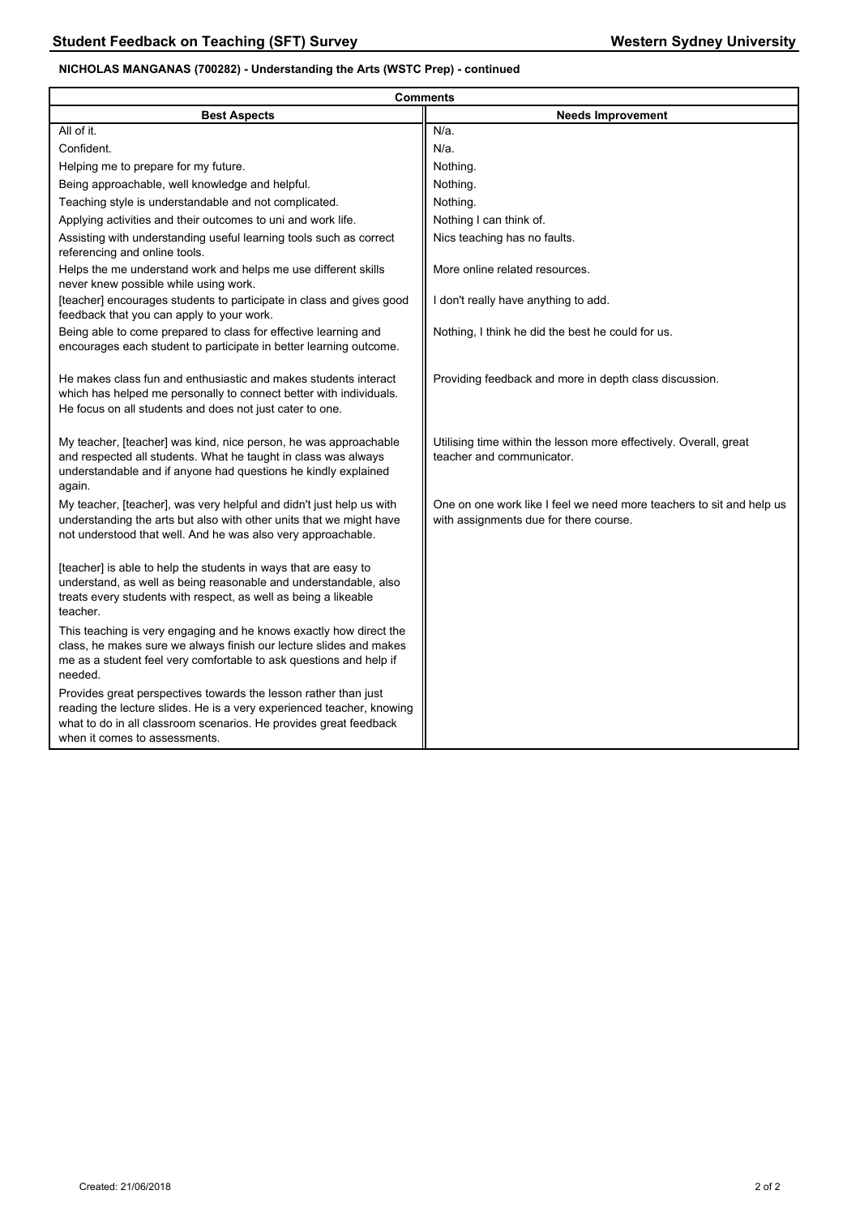**NICHOLAS MANGANAS (700282) - Understanding the Arts (WSTC Prep) - continued**

| Comments | |
|---|---|
| **Best Aspects** | **Needs Improvement** |
| All of it. | N/a. |
| Confident. | N/a. |
| Helping me to prepare for my future. | Nothing. |
| Being approachable, well knowledge and helpful. | Nothing. |
| Teaching style is understandable and not complicated. | Nothing. |
| Applying activities and their outcomes to uni and work life. | Nothing I can think of. |
| Assisting with understanding useful learning tools such as correct referencing and online tools. | Nics teaching has no faults. |
| Helps the me understand work and helps me use different skills never knew possible while using work. | More online related resources. |
| [teacher] encourages students to participate in class and gives good feedback that you can apply to your work. | I don't really have anything to add. |
| Being able to come prepared to class for effective learning and encourages each student to participate in better learning outcome. | Nothing, I think he did the best he could for us. |
| He makes class fun and enthusiastic and makes students interact which has helped me personally to connect better with individuals. He focus on all students and does not just cater to one. | Providing feedback and more in depth class discussion. |
| My teacher, [teacher] was kind, nice person, he was approachable and respected all students. What he taught in class was always understandable and if anyone had questions he kindly explained again. | Utilising time within the lesson more effectively. Overall, great teacher and communicator. |
| My teacher, [teacher], was very helpful and didn't just help us with understanding the arts but also with other units that we might have not understood that well. And he was also very approachable. | One on one work like I feel we need more teachers to sit and help us with assignments due for there course. |
| [teacher] is able to help the students in ways that are easy to understand, as well as being reasonable and understandable, also treats every students with respect, as well as being a likeable teacher. | |
| This teaching is very engaging and he knows exactly how direct the class, he makes sure we always finish our lecture slides and makes me as a student feel very comfortable to ask questions and help if needed. | |
| Provides great perspectives towards the lesson rather than just reading the lecture slides. He is a very experienced teacher, knowing what to do in all classroom scenarios. He provides great feedback when it comes to assessments. | |

Created: 21/06/2018